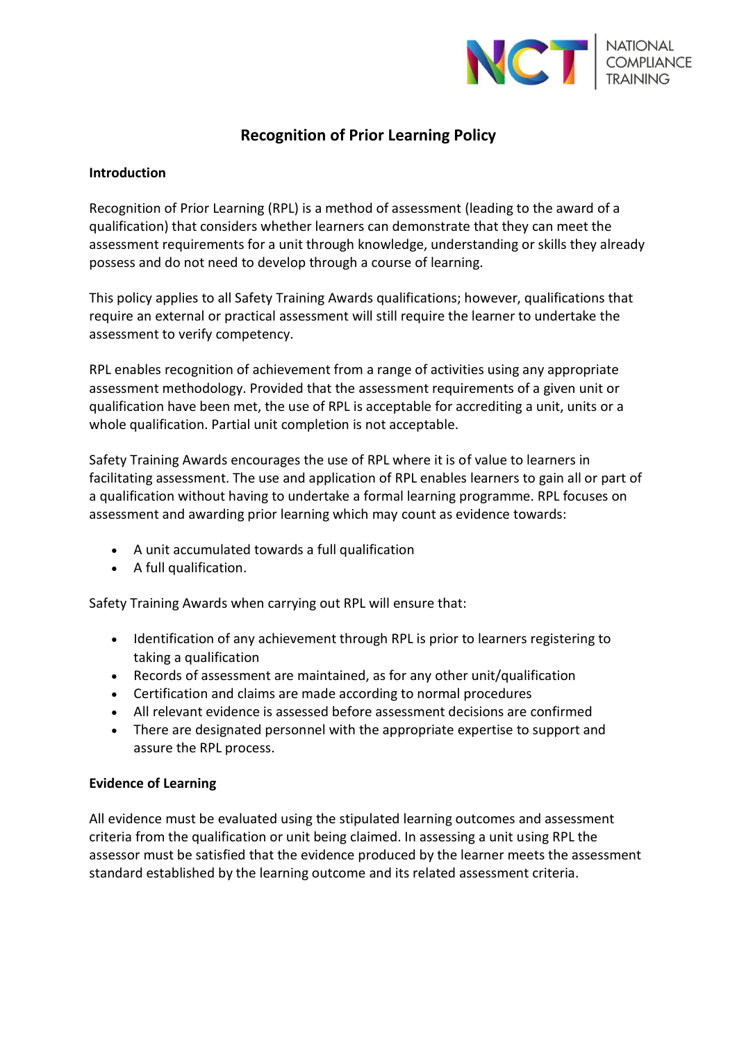# Recognition of Prior Learning Policy

**Introduction**

Recognition of Prior Learning (RPL) is a method of assessment (leading to the award of a qualification) that considers whether learners can demonstrate that they can meet the assessment requirements for a unit through knowledge, understanding or skills they already possess and do not need to develop through a course of learning.

This policy applies to all Safety Training Awards qualifications; however, qualifications that require an external or practical assessment will still require the learner to undertake the assessment to verify competency.

RPL enables recognition of achievement from a range of activities using any appropriate assessment methodology. Provided that the assessment requirements of a given unit or qualification have been met, the use of RPL is acceptable for accrediting a unit, units or a whole qualification. Partial unit completion is not acceptable.

Safety Training Awards encourages the use of RPL where it is of value to learners in facilitating assessment. The use and application of RPL enables learners to gain all or part of a qualification without having to undertake a formal learning programme. RPL focuses on assessment and awarding prior learning which may count as evidence towards:

- A unit accumulated towards a full qualification
- A full qualification.

Safety Training Awards when carrying out RPL will ensure that:

- Identification of any achievement through RPL is prior to learners registering to taking a qualification
- Records of assessment are maintained, as for any other unit/qualification
- Certification and claims are made according to normal procedures
- All relevant evidence is assessed before assessment decisions are confirmed
- There are designated personnel with the appropriate expertise to support and assure the RPL process.

**Evidence of Learning**

All evidence must be evaluated using the stipulated learning outcomes and assessment criteria from the qualification or unit being claimed. In assessing a unit using RPL the assessor must be satisfied that the evidence produced by the learner meets the assessment standard established by the learning outcome and its related assessment criteria.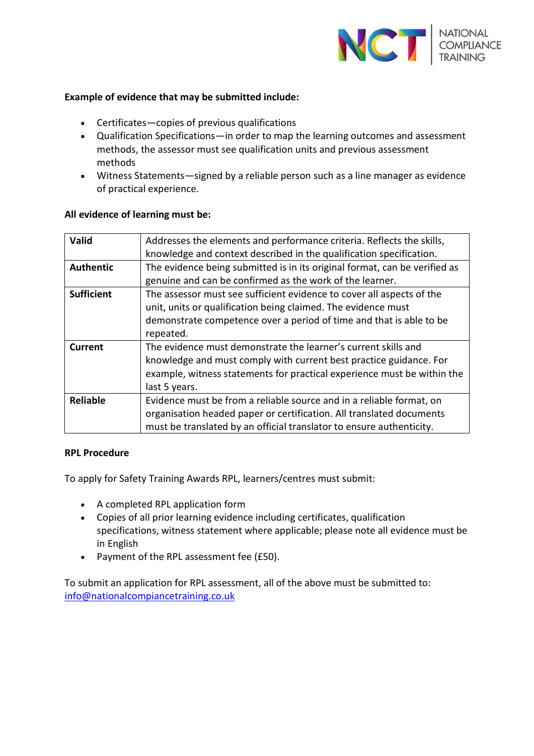**Example of evidence that may be submitted include:**

- Certificates—copies of previous qualifications
- Qualification Specifications—in order to map the learning outcomes and assessment methods, the assessor must see qualification units and previous assessment methods
- Witness Statements—signed by a reliable person such as a line manager as evidence of practical experience.

**All evidence of learning must be:**

| | |
|---|---|
| **Valid** | Addresses the elements and performance criteria. Reflects the skills, knowledge and context described in the qualification specification. |
| **Authentic** | The evidence being submitted is in its original format, can be verified as genuine and can be confirmed as the work of the learner. |
| **Sufficient** | The assessor must see sufficient evidence to cover all aspects of the unit, units or qualification being claimed. The evidence must demonstrate competence over a period of time and that is able to be repeated. |
| **Current** | The evidence must demonstrate the learner's current skills and knowledge and must comply with current best practice guidance. For example, witness statements for practical experience must be within the last 5 years. |
| **Reliable** | Evidence must be from a reliable source and in a reliable format, on organisation headed paper or certification. All translated documents must be translated by an official translator to ensure authenticity. |

**RPL Procedure**

To apply for Safety Training Awards RPL, learners/centres must submit:

- A completed RPL application form
- Copies of all prior learning evidence including certificates, qualification specifications, witness statement where applicable; please note all evidence must be in English
- Payment of the RPL assessment fee (£50).

To submit an application for RPL assessment, all of the above must be submitted to: info@nationalcompiancetraining.co.uk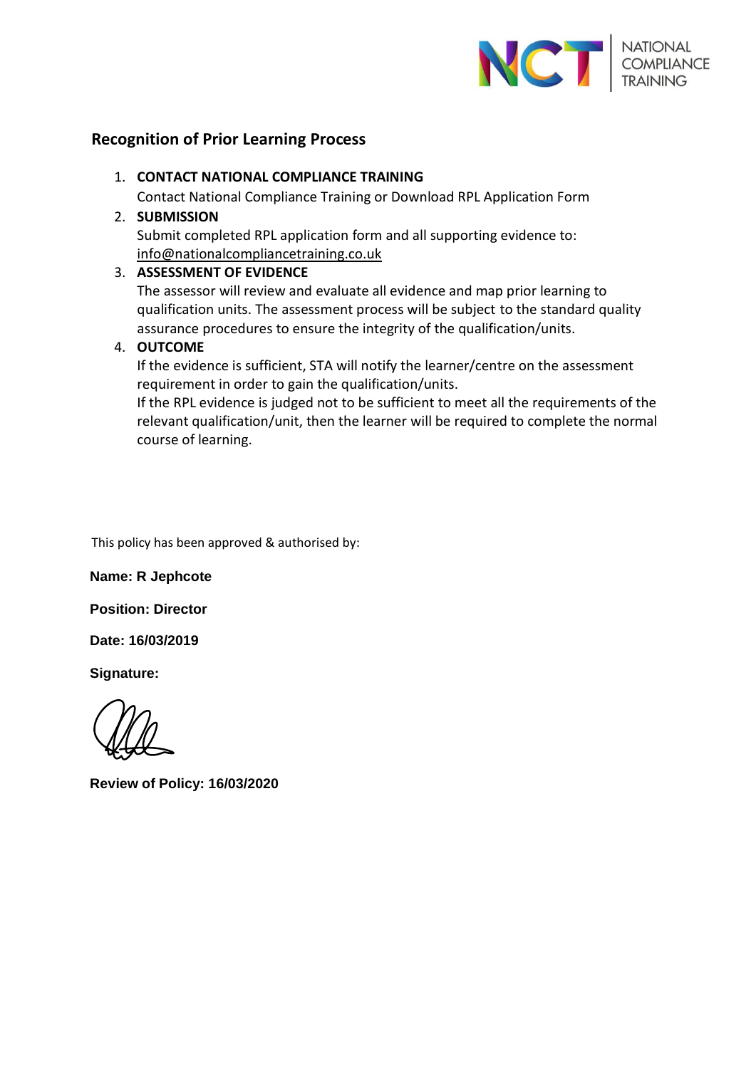## Recognition of Prior Learning Process

1. **CONTACT NATIONAL COMPLIANCE TRAINING**
   Contact National Compliance Training or Download RPL Application Form
2. **SUBMISSION**
   Submit completed RPL application form and all supporting evidence to: info@nationalcompliancetraining.co.uk
3. **ASSESSMENT OF EVIDENCE**
   The assessor will review and evaluate all evidence and map prior learning to qualification units. The assessment process will be subject to the standard quality assurance procedures to ensure the integrity of the qualification/units.
4. **OUTCOME**
   If the evidence is sufficient, STA will notify the learner/centre on the assessment requirement in order to gain the qualification/units.
   If the RPL evidence is judged not to be sufficient to meet all the requirements of the relevant qualification/unit, then the learner will be required to complete the normal course of learning.

This policy has been approved & authorised by:

**Name: R Jephcote**

**Position: Director**

**Date: 16/03/2019**

**Signature:**

**Review of Policy: 16/03/2020**